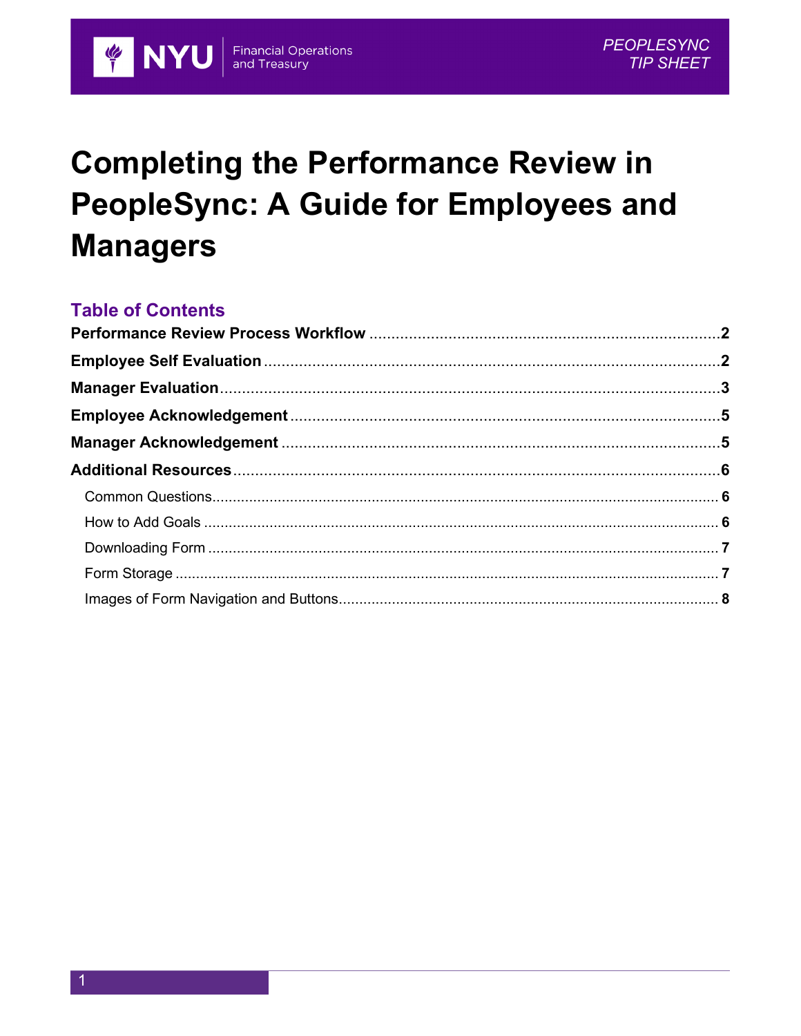NYU Financial Operations and Treasury

*PEOPLESYNC TIP SHEET*

# Completing the Performance Review in PeopleSync: A Guide for Employees and Managers

## Table of Contents

**Performance Review Process Workflow** ..... **2**

**Employee Self Evaluation** ..... **2**

**Manager Evaluation** ..... **3**

**Employee Acknowledgement** ..... **5**

**Manager Acknowledgement** ..... **5**

**Additional Resources** ..... **6**

- Common Questions ..... **6**
- How to Add Goals ..... **6**
- Downloading Form ..... **7**
- Form Storage ..... **7**
- Images of Form Navigation and Buttons ..... **8**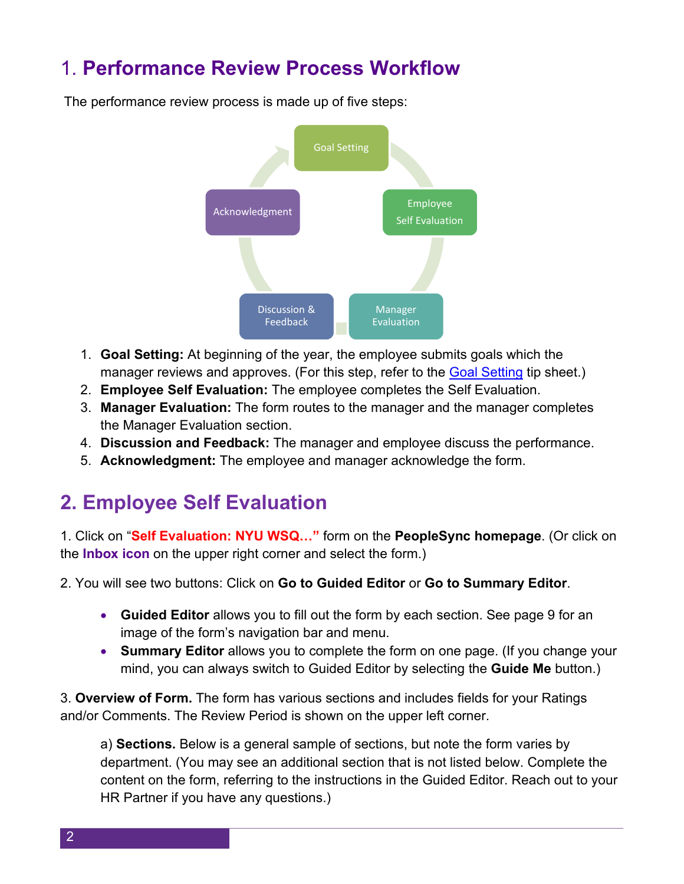## 1. Performance Review Process Workflow

The performance review process is made up of five steps:

1. **Goal Setting:** At beginning of the year, the employee submits goals which the manager reviews and approves. (For this step, refer to the Goal Setting tip sheet.)
2. **Employee Self Evaluation:** The employee completes the Self Evaluation.
3. **Manager Evaluation:** The form routes to the manager and the manager completes the Manager Evaluation section.
4. **Discussion and Feedback:** The manager and employee discuss the performance.
5. **Acknowledgment:** The employee and manager acknowledge the form.

## 2. Employee Self Evaluation

1. Click on "**Self Evaluation: NYU WSQ…**" form on the **PeopleSync homepage**. (Or click on the **Inbox icon** on the upper right corner and select the form.)

2. You will see two buttons: Click on **Go to Guided Editor** or **Go to Summary Editor**.

- **Guided Editor** allows you to fill out the form by each section. See page 9 for an image of the form's navigation bar and menu.
- **Summary Editor** allows you to complete the form on one page. (If you change your mind, you can always switch to Guided Editor by selecting the **Guide Me** button.)

3. **Overview of Form.** The form has various sections and includes fields for your Ratings and/or Comments. The Review Period is shown on the upper left corner.

a) **Sections.** Below is a general sample of sections, but note the form varies by department. (You may see an additional section that is not listed below. Complete the content on the form, referring to the instructions in the Guided Editor. Reach out to your HR Partner if you have any questions.)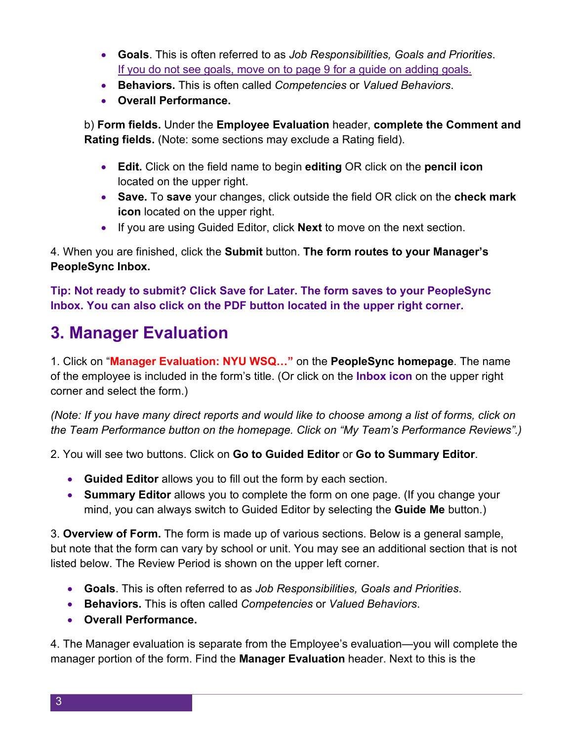- **Goals**. This is often referred to as *Job Responsibilities, Goals and Priorities*. If you do not see goals, move on to page 9 for a guide on adding goals.
- **Behaviors.** This is often called *Competencies* or *Valued Behaviors*.
- **Overall Performance.**

b) **Form fields.** Under the **Employee Evaluation** header, **complete the Comment and Rating fields.** (Note: some sections may exclude a Rating field).

- **Edit.** Click on the field name to begin **editing** OR click on the **pencil icon** located on the upper right.
- **Save.** To **save** your changes, click outside the field OR click on the **check mark icon** located on the upper right.
- If you are using Guided Editor, click **Next** to move on the next section.

4. When you are finished, click the **Submit** button. **The form routes to your Manager's PeopleSync Inbox.**

**Tip: Not ready to submit? Click Save for Later. The form saves to your PeopleSync Inbox. You can also click on the PDF button located in the upper right corner.**

## 3. Manager Evaluation

1. Click on "**Manager Evaluation: NYU WSQ…**" on the **PeopleSync homepage**. The name of the employee is included in the form's title. (Or click on the **Inbox icon** on the upper right corner and select the form.)

*(Note: If you have many direct reports and would like to choose among a list of forms, click on the Team Performance button on the homepage. Click on "My Team's Performance Reviews".)*

2. You will see two buttons. Click on **Go to Guided Editor** or **Go to Summary Editor**.

- **Guided Editor** allows you to fill out the form by each section.
- **Summary Editor** allows you to complete the form on one page. (If you change your mind, you can always switch to Guided Editor by selecting the **Guide Me** button.)

3. **Overview of Form.** The form is made up of various sections. Below is a general sample, but note that the form can vary by school or unit. You may see an additional section that is not listed below. The Review Period is shown on the upper left corner.

- **Goals**. This is often referred to as *Job Responsibilities, Goals and Priorities*.
- **Behaviors.** This is often called *Competencies* or *Valued Behaviors*.
- **Overall Performance.**

4. The Manager evaluation is separate from the Employee's evaluation—you will complete the manager portion of the form. Find the **Manager Evaluation** header. Next to this is the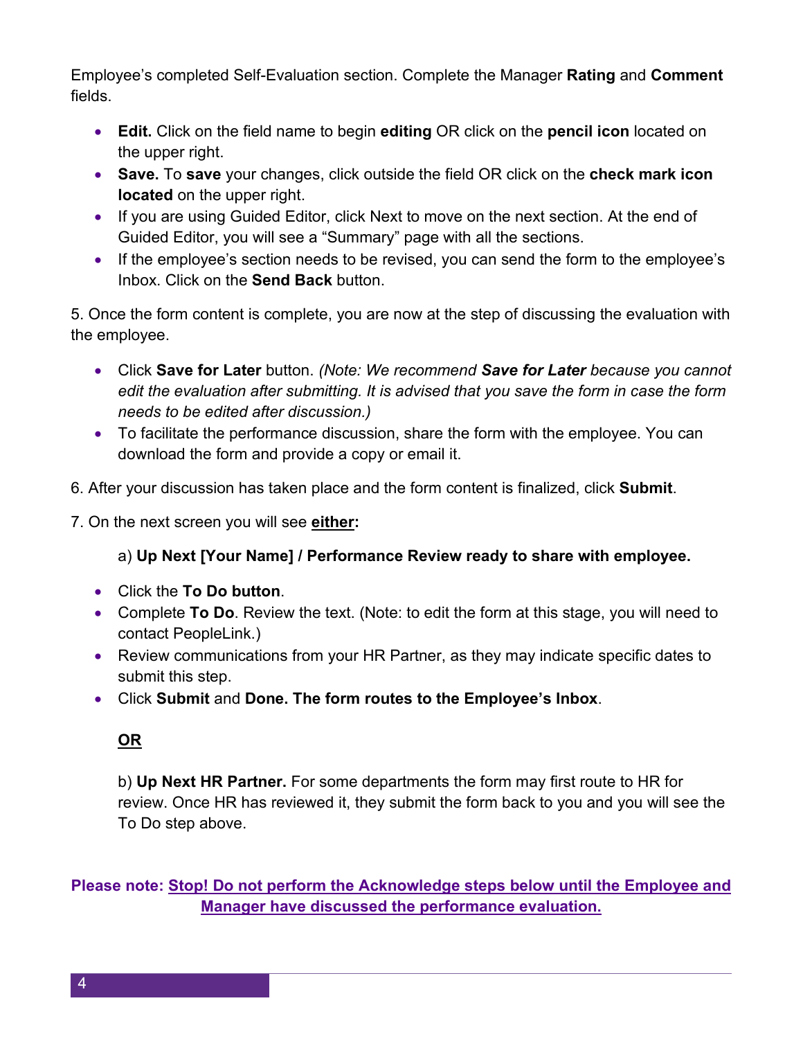Employee's completed Self-Evaluation section. Complete the Manager **Rating** and **Comment** fields.

- **Edit.** Click on the field name to begin **editing** OR click on the **pencil icon** located on the upper right.
- **Save.** To **save** your changes, click outside the field OR click on the **check mark icon located** on the upper right.
- If you are using Guided Editor, click Next to move on the next section. At the end of Guided Editor, you will see a "Summary" page with all the sections.
- If the employee's section needs to be revised, you can send the form to the employee's Inbox. Click on the **Send Back** button.

5. Once the form content is complete, you are now at the step of discussing the evaluation with the employee.

- Click **Save for Later** button. *(Note: We recommend **Save for Later** because you cannot edit the evaluation after submitting. It is advised that you save the form in case the form needs to be edited after discussion.)*
- To facilitate the performance discussion, share the form with the employee. You can download the form and provide a copy or email it.

6. After your discussion has taken place and the form content is finalized, click **Submit**.

7. On the next screen you will see **<u>either</u>:**

a) **Up Next [Your Name] / Performance Review ready to share with employee.**

- Click the **To Do button**.
- Complete **To Do**. Review the text. (Note: to edit the form at this stage, you will need to contact PeopleLink.)
- Review communications from your HR Partner, as they may indicate specific dates to submit this step.
- Click **Submit** and **Done. The form routes to the Employee's Inbox**.

**<u>OR</u>**

b) **Up Next HR Partner.** For some departments the form may first route to HR for review. Once HR has reviewed it, they submit the form back to you and you will see the To Do step above.

**Please note: <u>Stop! Do not perform the Acknowledge steps below until the Employee and Manager have discussed the performance evaluation.</u>**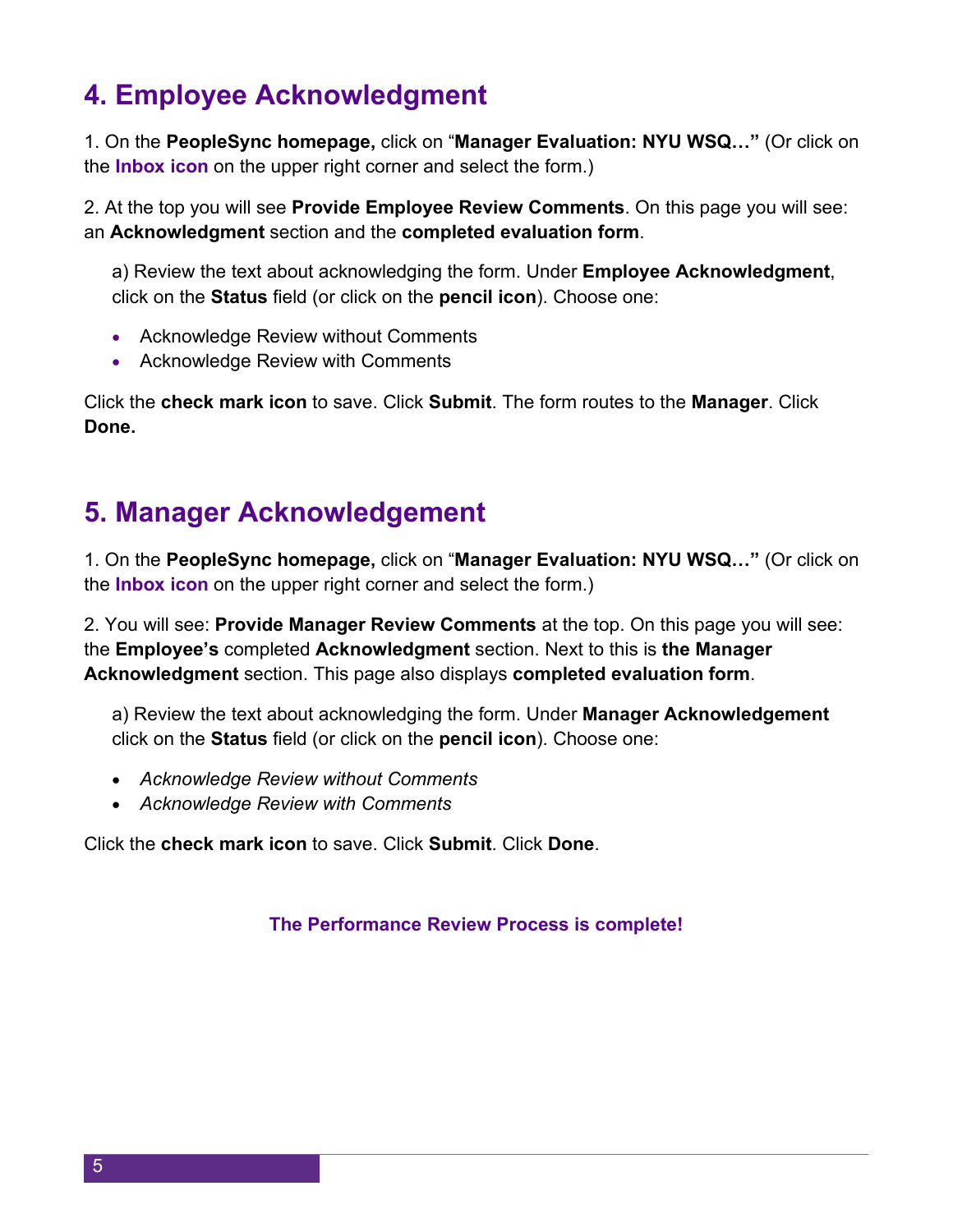## 4. Employee Acknowledgment

1. On the **PeopleSync homepage,** click on "**Manager Evaluation: NYU WSQ…"** (Or click on the **Inbox icon** on the upper right corner and select the form.)

2. At the top you will see **Provide Employee Review Comments**. On this page you will see: an **Acknowledgment** section and the **completed evaluation form**.

   a) Review the text about acknowledging the form. Under **Employee Acknowledgment**, click on the **Status** field (or click on the **pencil icon**). Choose one:

   - Acknowledge Review without Comments
   - Acknowledge Review with Comments

Click the **check mark icon** to save. Click **Submit**. The form routes to the **Manager**. Click **Done.**

## 5. Manager Acknowledgement

1. On the **PeopleSync homepage,** click on "**Manager Evaluation: NYU WSQ…"** (Or click on the **Inbox icon** on the upper right corner and select the form.)

2. You will see: **Provide Manager Review Comments** at the top. On this page you will see: the **Employee's** completed **Acknowledgment** section. Next to this is **the Manager Acknowledgment** section. This page also displays **completed evaluation form**.

   a) Review the text about acknowledging the form. Under **Manager Acknowledgement** click on the **Status** field (or click on the **pencil icon**). Choose one:

   - *Acknowledge Review without Comments*
   - *Acknowledge Review with Comments*

Click the **check mark icon** to save. Click **Submit**. Click **Done**.

**The Performance Review Process is complete!**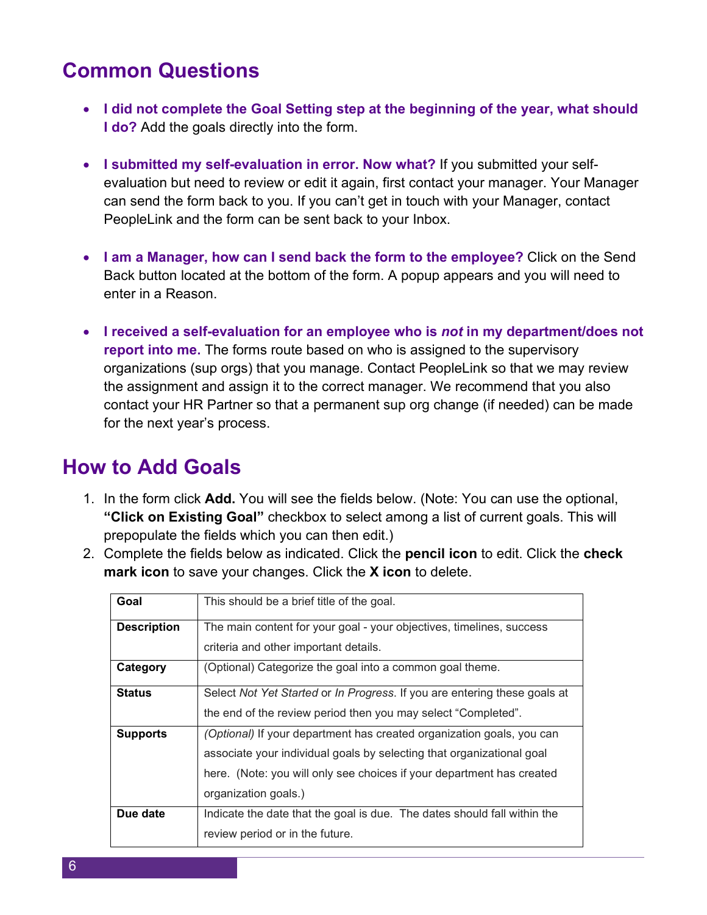## Common Questions

- **I did not complete the Goal Setting step at the beginning of the year, what should I do?** Add the goals directly into the form.

- **I submitted my self-evaluation in error. Now what?** If you submitted your self-evaluation but need to review or edit it again, first contact your manager. Your Manager can send the form back to you. If you can't get in touch with your Manager, contact PeopleLink and the form can be sent back to your Inbox.

- **I am a Manager, how can I send back the form to the employee?** Click on the Send Back button located at the bottom of the form. A popup appears and you will need to enter in a Reason.

- **I received a self-evaluation for an employee who is *not* in my department/does not report into me.** The forms route based on who is assigned to the supervisory organizations (sup orgs) that you manage. Contact PeopleLink so that we may review the assignment and assign it to the correct manager. We recommend that you also contact your HR Partner so that a permanent sup org change (if needed) can be made for the next year's process.

## How to Add Goals

1. In the form click **Add.** You will see the fields below. (Note: You can use the optional, **"Click on Existing Goal"** checkbox to select among a list of current goals. This will prepopulate the fields which you can then edit.)
2. Complete the fields below as indicated. Click the **pencil icon** to edit. Click the **check mark icon** to save your changes. Click the **X icon** to delete.

| | |
|---|---|
| **Goal** | This should be a brief title of the goal. |
| **Description** | The main content for your goal - your objectives, timelines, success criteria and other important details. |
| **Category** | (Optional) Categorize the goal into a common goal theme. |
| **Status** | Select *Not Yet Started* or *In Progress*. If you are entering these goals at the end of the review period then you may select "Completed". |
| **Supports** | *(Optional)* If your department has created organization goals, you can associate your individual goals by selecting that organizational goal here. (Note: you will only see choices if your department has created organization goals.) |
| **Due date** | Indicate the date that the goal is due. The dates should fall within the review period or in the future. |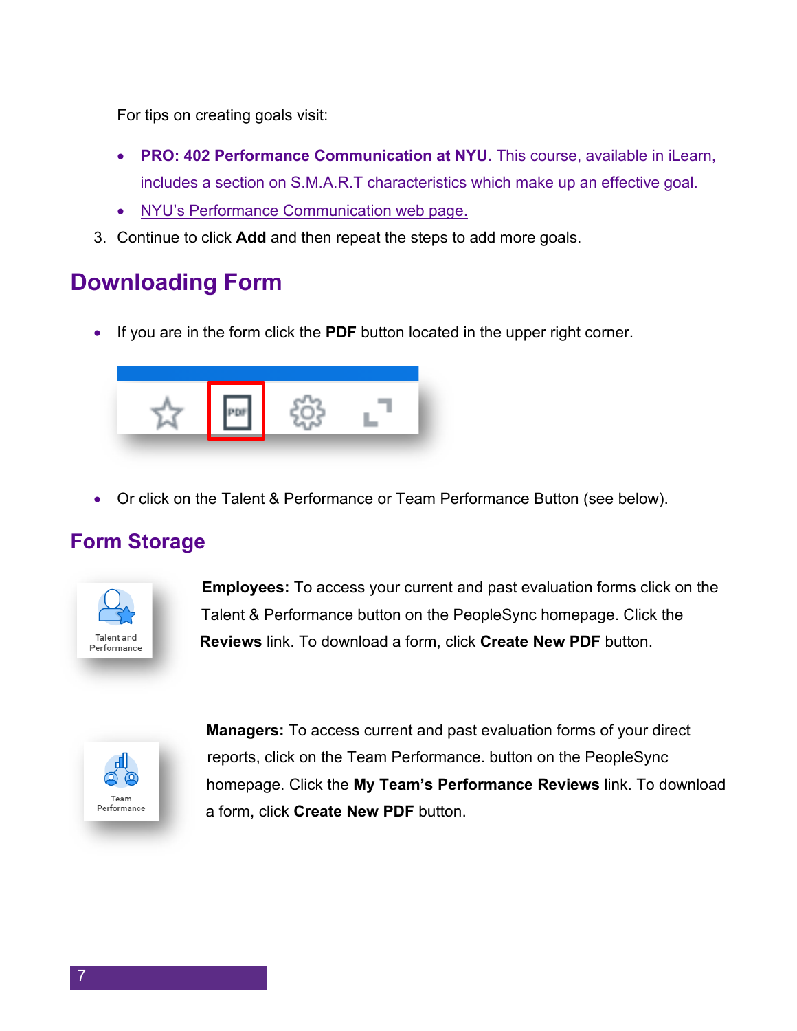For tips on creating goals visit:

- **PRO: 402 Performance Communication at NYU.** This course, available in iLearn, includes a section on S.M.A.R.T characteristics which make up an effective goal.
- NYU's Performance Communication web page.

3. Continue to click **Add** and then repeat the steps to add more goals.

## Downloading Form

- If you are in the form click the **PDF** button located in the upper right corner.

- Or click on the Talent & Performance or Team Performance Button (see below).

### Form Storage

**Employees:** To access your current and past evaluation forms click on the Talent & Performance button on the PeopleSync homepage. Click the **Reviews** link. To download a form, click **Create New PDF** button.

**Managers:** To access current and past evaluation forms of your direct reports, click on the Team Performance. button on the PeopleSync homepage. Click the **My Team's Performance Reviews** link. To download a form, click **Create New PDF** button.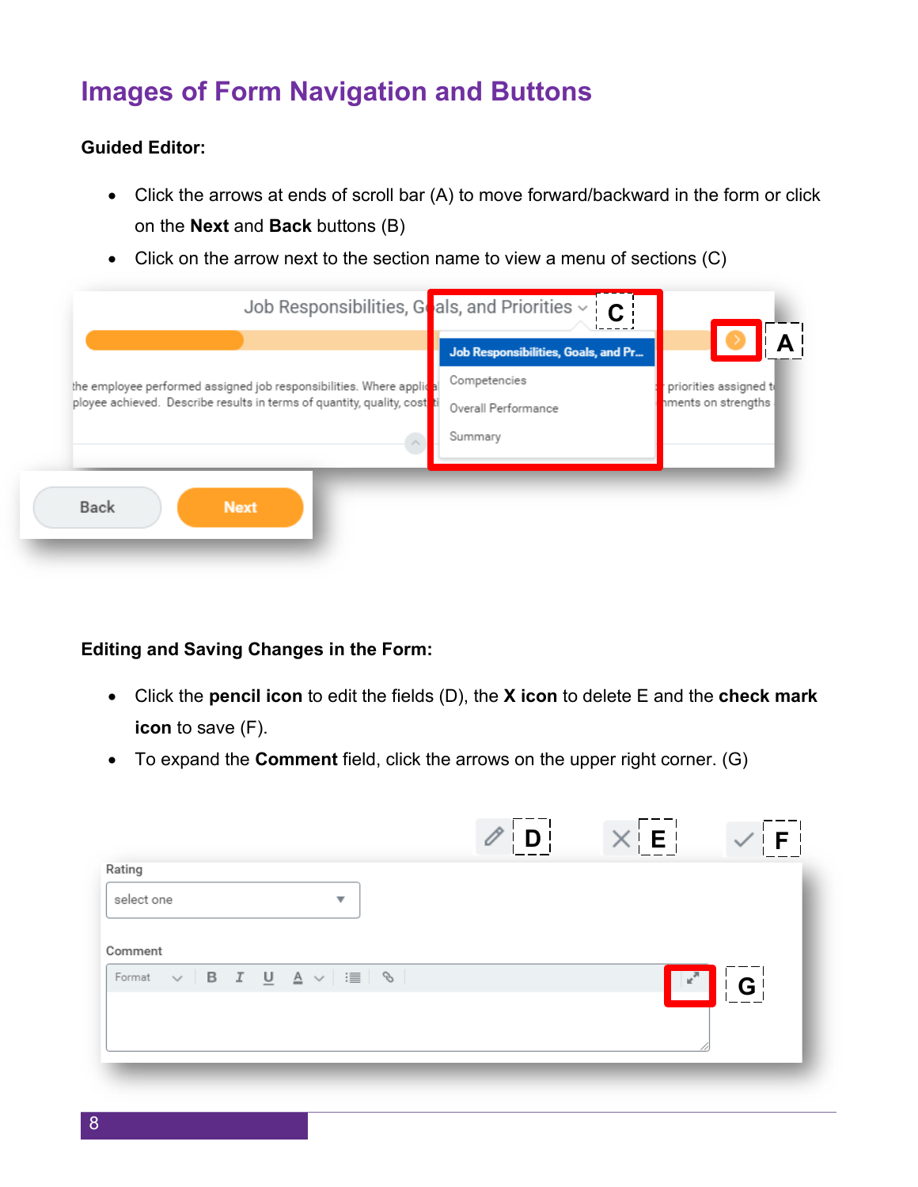# Images of Form Navigation and Buttons

**Guided Editor:**

- Click the arrows at ends of scroll bar (A) to move forward/backward in the form or click on the **Next** and **Back** buttons (B)
- Click on the arrow next to the section name to view a menu of sections (C)

**Editing and Saving Changes in the Form:**

- Click the **pencil icon** to edit the fields (D), the **X icon** to delete E and the **check mark icon** to save (F).
- To expand the **Comment** field, click the arrows on the upper right corner. (G)